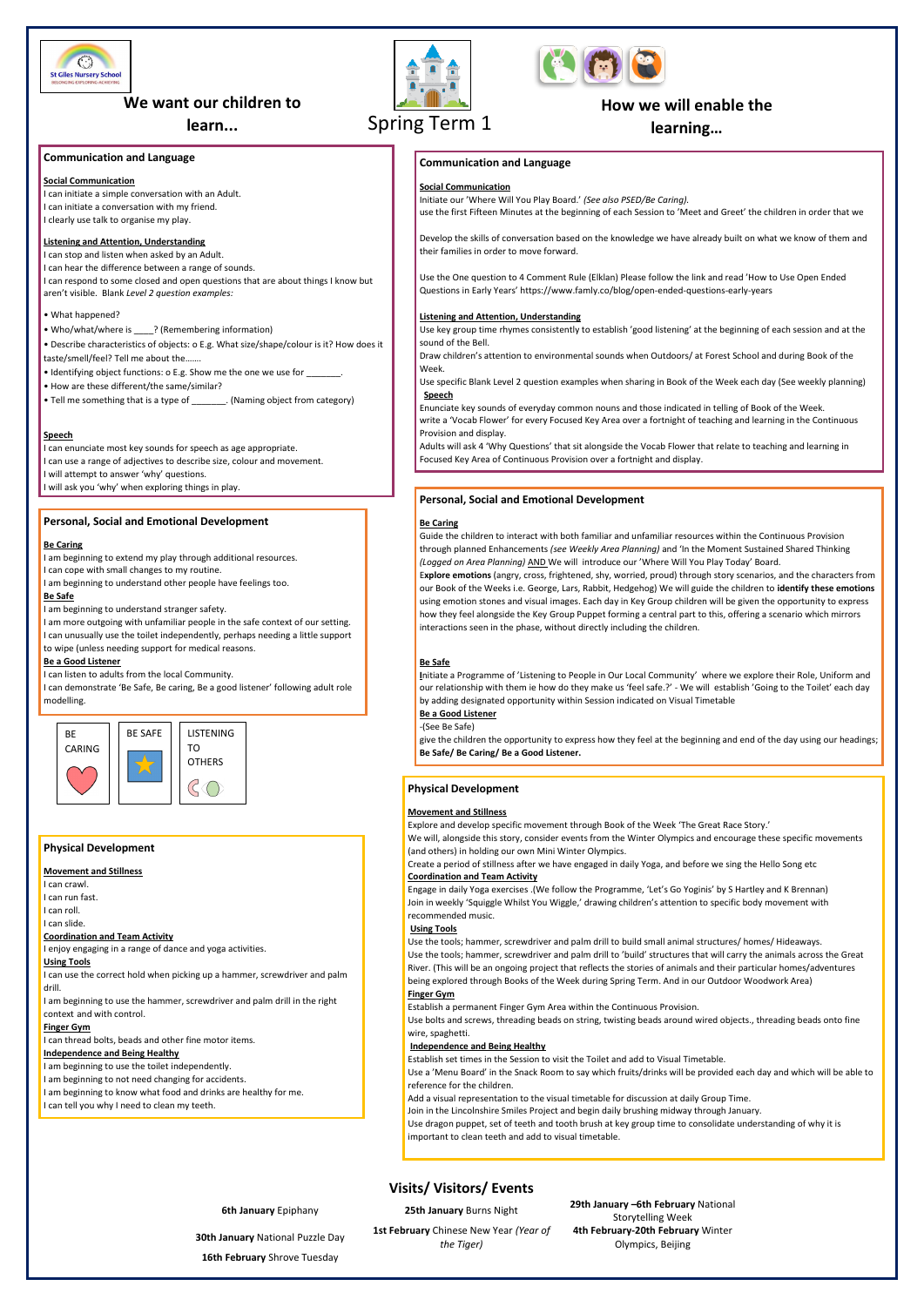St Giles Nursery School

# Spring Term 1

## We want our children to learn...

### Communication and Language

**Social Communication**

I can initiate a simple conversation with an Adult.
I can initiate a conversation with my friend.
I clearly use talk to organise my play.

**Listening and Attention, Understanding**

I can stop and listen when asked by an Adult.
I can hear the difference between a range of sounds.
I can respond to some closed and open questions that are about things I know but aren't visible. Blank *Level 2 question examples:*

- What happened?
- Who/what/where is ____? (Remembering information)
- Describe characteristics of objects: o E.g. What size/shape/colour is it? How does it taste/smell/feel? Tell me about the.......
- Identifying object functions: o E.g. Show me the one we use for _______.
- How are these different/the same/similar?
- Tell me something that is a type of _______. (Naming object from category)

**Speech**

I can enunciate most key sounds for speech as age appropriate.
I can use a range of adjectives to describe size, colour and movement.
I will attempt to answer 'why' questions.
I will ask you 'why' when exploring things in play.

### Personal, Social and Emotional Development

**Be Caring**

I am beginning to extend my play through additional resources.
I can cope with small changes to my routine.
I am beginning to understand other people have feelings too.

**Be Safe**

I am beginning to understand stranger safety.
I am more outgoing with unfamiliar people in the safe context of our setting.
I can unusually use the toilet independently, perhaps needing a little support to wipe (unless needing support for medical reasons.

**Be a Good Listener**

I can listen to adults from the local Community.
I can demonstrate 'Be Safe, Be caring, Be a good listener' following adult role modelling.

BE CARING | BE SAFE | LISTENING TO OTHERS

### Physical Development

**Movement and Stillness**

I can crawl.
I can run fast.
I can roll.
I can slide.

**Coordination and Team Activity**

I enjoy engaging in a range of dance and yoga activities.

**Using Tools**

I can use the correct hold when picking up a hammer, screwdriver and palm drill.
I am beginning to use the hammer, screwdriver and palm drill in the right context and with control.

**Finger Gym**

I can thread bolts, beads and other fine motor items.

**Independence and Being Healthy**

I am beginning to use the toilet independently.
I am beginning to not need changing for accidents.
I am beginning to know what food and drinks are healthy for me.
I can tell you why I need to clean my teeth.

## How we will enable the learning...

### Communication and Language

**Social Communication**

Initiate our 'Where Will You Play Board.' *(See also PSED/Be Caring).*
use the first Fifteen Minutes at the beginning of each Session to 'Meet and Greet' the children in order that we

Develop the skills of conversation based on the knowledge we have already built on what we know of them and their families in order to move forward.

Use the One question to 4 Comment Rule (Elklan) Please follow the link and read 'How to Use Open Ended Questions in Early Years' https://www.famly.co/blog/open-ended-questions-early-years

**Listening and Attention, Understanding**

Use key group time rhymes consistently to establish 'good listening' at the beginning of each session and at the sound of the Bell.
Draw children's attention to environmental sounds when Outdoors/ at Forest School and during Book of the Week.
Use specific Blank Level 2 question examples when sharing in Book of the Week each day (See weekly planning)

**Speech**

Enunciate key sounds of everyday common nouns and those indicated in telling of Book of the Week.
write a 'Vocab Flower' for every Focused Key Area over a fortnight of teaching and learning in the Continuous Provision and display.
Adults will ask 4 'Why Questions' that sit alongside the Vocab Flower that relate to teaching and learning in Focused Key Area of Continuous Provision over a fortnight and display.

### Personal, Social and Emotional Development

**Be Caring**

Guide the children to interact with both familiar and unfamiliar resources within the Continuous Provision through planned Enhancements *(see Weekly Area Planning)* and 'In the Moment Sustained Shared Thinking *(Logged on Area Planning)* AND We will introduce our 'Where Will You Play Today' Board.
E**xplore emotions** (angry, cross, frightened, shy, worried, proud) through story scenarios, and the characters from our Book of the Weeks i.e. George, Lars, Rabbit, Hedgehog) We will guide the children to **identify these emotions** using emotion stones and visual images. Each day in Key Group children will be given the opportunity to express how they feel alongside the Key Group Puppet forming a central part to this, offering a scenario which mirrors interactions seen in the phase, without directly including the children.

**Be Safe**

Initiate a Programme of 'Listening to People in Our Local Community' where we explore their Role, Uniform and our relationship with them ie how do they make us 'feel safe.?' - We will establish 'Going to the Toilet' each day by adding designated opportunity within Session indicated on Visual Timetable

**Be a Good Listener**

-(See Be Safe)
give the children the opportunity to express how they feel at the beginning and end of the day using our headings; **Be Safe/ Be Caring/ Be a Good Listener.**

### Physical Development

**Movement and Stillness**

Explore and develop specific movement through Book of the Week 'The Great Race Story.'
We will, alongside this story, consider events from the Winter Olympics and encourage these specific movements (and others) in holding our own Mini Winter Olympics.
Create a period of stillness after we have engaged in daily Yoga, and before we sing the Hello Song etc

**Coordination and Team Activity**

Engage in daily Yoga exercises .(We follow the Programme, 'Let's Go Yoginis' by S Hartley and K Brennan)
Join in weekly 'Squiggle Whilst You Wiggle,' drawing children's attention to specific body movement with recommended music.

**Using Tools**

Use the tools; hammer, screwdriver and palm drill to build small animal structures/ homes/ Hideaways.
Use the tools; hammer, screwdriver and palm drill to 'build' structures that will carry the animals across the Great River. (This will be an ongoing project that reflects the stories of animals and their particular homes/adventures being explored through Books of the Week during Spring Term. And in our Outdoor Woodwork Area)

**Finger Gym**

Establish a permanent Finger Gym Area within the Continuous Provision.
Use bolts and screws, threading beads on string, twisting beads around wired objects., threading beads onto fine wire, spaghetti.

**Independence and Being Healthy**

Establish set times in the Session to visit the Toilet and add to Visual Timetable.
Use a 'Menu Board' in the Snack Room to say which fruits/drinks will be provided each day and which will be able to reference for the children.
Add a visual representation to the visual timetable for discussion at daily Group Time.
Join in the Lincolnshire Smiles Project and begin daily brushing midway through January.
Use dragon puppet, set of teeth and tooth brush at key group time to consolidate understanding of why it is important to clean teeth and add to visual timetable.

## Visits/ Visitors/ Events

**6th January** Epiphany

**30th January** National Puzzle Day

**16th February** Shrove Tuesday

**25th January** Burns Night

**1st February** Chinese New Year *(Year of the Tiger)*

**29th January –6th February** National Storytelling Week

**4th February-20th February** Winter Olympics, Beijing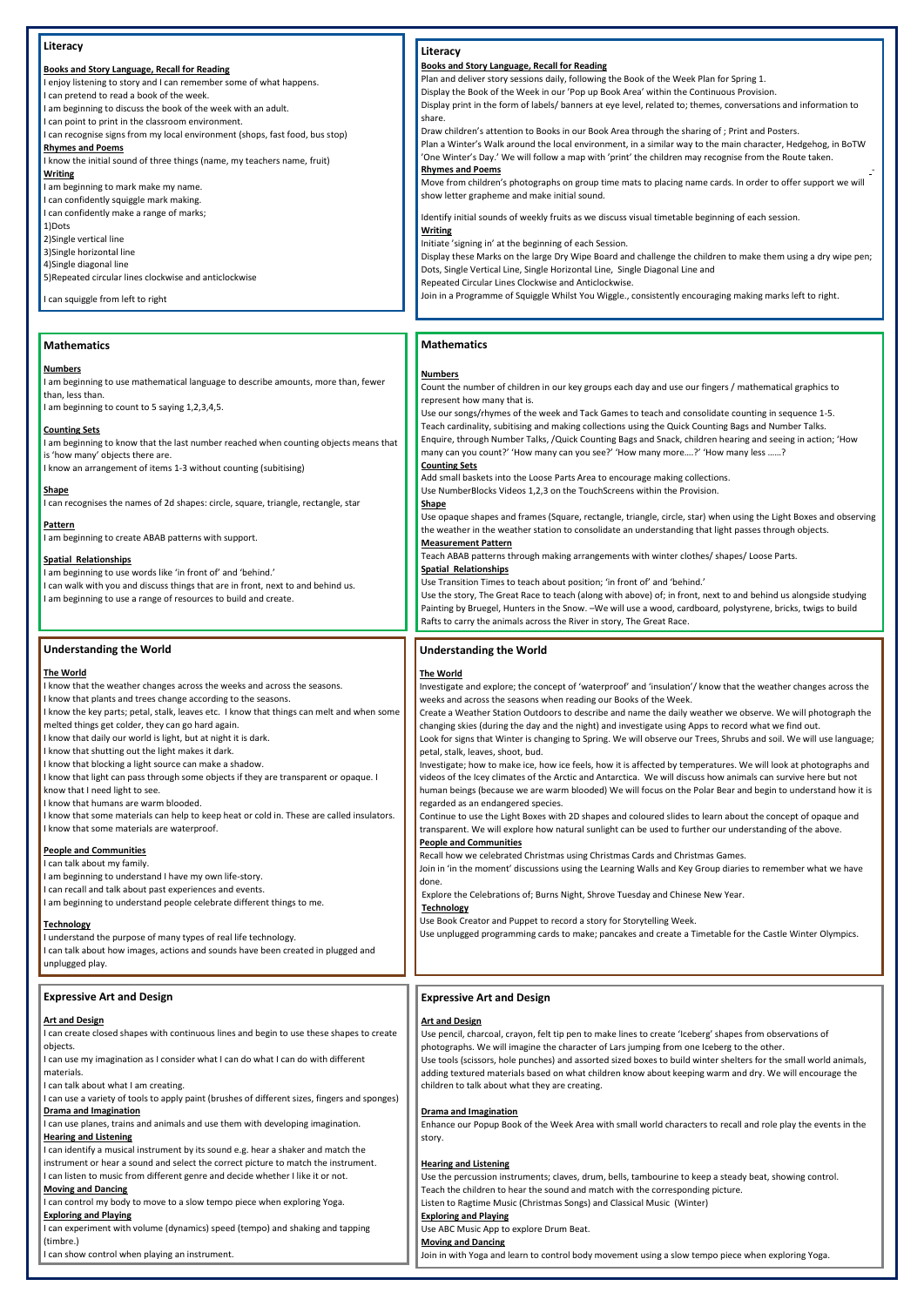## Literacy

**Books and Story Language, Recall for Reading**

I enjoy listening to story and I can remember some of what happens.
I can pretend to read a book of the week.
I am beginning to discuss the book of the week with an adult.
I can point to print in the classroom environment.
I can recognise signs from my local environment (shops, fast food, bus stop)

**Rhymes and Poems**

I know the initial sound of three things (name, my teachers name, fruit)

**Writing**

I am beginning to mark make my name.
I can confidently squiggle mark making.
I can confidently make a range of marks;
1)Dots
2)Single vertical line
3)Single horizontal line
4)Single diagonal line
5)Repeated circular lines clockwise and anticlockwise

I can squiggle from left to right

## Literacy

**Books and Story Language, Recall for Reading**

Plan and deliver story sessions daily, following the Book of the Week Plan for Spring 1.
Display the Book of the Week in our 'Pop up Book Area' within the Continuous Provision.
Display print in the form of labels/ banners at eye level, related to; themes, conversations and information to share.
Draw children's attention to Books in our Book Area through the sharing of ; Print and Posters.
Plan a Winter's Walk around the local environment, in a similar way to the main character, Hedgehog, in BoTW 'One Winter's Day.' We will follow a map with 'print' the children may recognise from the Route taken.

**Rhymes and Poems**

Move from children's photographs on group time mats to placing name cards. In order to offer support we will show letter grapheme and make initial sound.

Identify initial sounds of weekly fruits as we discuss visual timetable beginning of each session.

**Writing**

Initiate 'signing in' at the beginning of each Session.
Display these Marks on the large Dry Wipe Board and challenge the children to make them using a dry wipe pen; Dots, Single Vertical Line, Single Horizontal Line, Single Diagonal Line and
Repeated Circular Lines Clockwise and Anticlockwise.
Join in a Programme of Squiggle Whilst You Wiggle., consistently encouraging making marks left to right.

## Mathematics

**Numbers**

I am beginning to use mathematical language to describe amounts, more than, fewer than, less than.
I am beginning to count to 5 saying 1,2,3,4,5.

**Counting Sets**

I am beginning to know that the last number reached when counting objects means that is 'how many' objects there are.
I know an arrangement of items 1-3 without counting (subitising)

**Shape**

I can recognises the names of 2d shapes: circle, square, triangle, rectangle, star

**Pattern**

I am beginning to create ABAB patterns with support.

**Spatial Relationships**

I am beginning to use words like 'in front of' and 'behind.'
I can walk with you and discuss things that are in front, next to and behind us.
I am beginning to use a range of resources to build and create.

## Mathematics

**Numbers**

Count the number of children in our key groups each day and use our fingers / mathematical graphics to represent how many that is.
Use our songs/rhymes of the week and Tack Games to teach and consolidate counting in sequence 1-5.
Teach cardinality, subitising and making collections using the Quick Counting Bags and Number Talks.
Enquire, through Number Talks, /Quick Counting Bags and Snack, children hearing and seeing in action; 'How many can you count?' 'How many can you see?' 'How many more….?' 'How many less ……?

**Counting Sets**

Add small baskets into the Loose Parts Area to encourage making collections.
Use NumberBlocks Videos 1,2,3 on the TouchScreens within the Provision.

**Shape**

Use opaque shapes and frames (Square, rectangle, triangle, circle, star) when using the Light Boxes and observing the weather in the weather station to consolidate an understanding that light passes through objects.

**Measurement Pattern**

Teach ABAB patterns through making arrangements with winter clothes/ shapes/ Loose Parts.

**Spatial Relationships**

Use Transition Times to teach about position; 'in front of' and 'behind.'
Use the story, The Great Race to teach (along with above) of; in front, next to and behind us alongside studying Painting by Bruegel, Hunters in the Snow. –We will use a wood, cardboard, polystyrene, bricks, twigs to build Rafts to carry the animals across the River in story, The Great Race.

## Understanding the World

**The World**

I know that the weather changes across the weeks and across the seasons.
I know that plants and trees change according to the seasons.
I know the key parts; petal, stalk, leaves etc. I know that things can melt and when some melted things get colder, they can go hard again.
I know that daily our world is light, but at night it is dark.
I know that shutting out the light makes it dark.
I know that blocking a light source can make a shadow.
I know that light can pass through some objects if they are transparent or opaque. I know that I need light to see.
I know that humans are warm blooded.
I know that some materials can help to keep heat or cold in. These are called insulators.
I know that some materials are waterproof.

**People and Communities**

I can talk about my family.
I am beginning to understand I have my own life-story.
I can recall and talk about past experiences and events.
I am beginning to understand people celebrate different things to me.

**Technology**

I understand the purpose of many types of real life technology.
I can talk about how images, actions and sounds have been created in plugged and unplugged play.

## Understanding the World

**The World**

Investigate and explore; the concept of 'waterproof' and 'insulation'/ know that the weather changes across the weeks and across the seasons when reading our Books of the Week.
Create a Weather Station Outdoors to describe and name the daily weather we observe. We will photograph the changing skies (during the day and the night) and investigate using Apps to record what we find out.
Look for signs that Winter is changing to Spring. We will observe our Trees, Shrubs and soil. We will use language; petal, stalk, leaves, shoot, bud.
Investigate; how to make ice, how ice feels, how it is affected by temperatures. We will look at photographs and videos of the Icey climates of the Arctic and Antarctica. We will discuss how animals can survive here but not human beings (because we are warm blooded) We will focus on the Polar Bear and begin to understand how it is regarded as an endangered species.
Continue to use the Light Boxes with 2D shapes and coloured slides to learn about the concept of opaque and transparent. We will explore how natural sunlight can be used to further our understanding of the above.

**People and Communities**

Recall how we celebrated Christmas using Christmas Cards and Christmas Games.
Join in 'in the moment' discussions using the Learning Walls and Key Group diaries to remember what we have done.
Explore the Celebrations of; Burns Night, Shrove Tuesday and Chinese New Year.

**Technology**

Use Book Creator and Puppet to record a story for Storytelling Week.
Use unplugged programming cards to make; pancakes and create a Timetable for the Castle Winter Olympics.

## Expressive Art and Design

**Art and Design**

I can create closed shapes with continuous lines and begin to use these shapes to create objects.
I can use my imagination as I consider what I can do what I can do with different materials.
I can talk about what I am creating.
I can use a variety of tools to apply paint (brushes of different sizes, fingers and sponges)

**Drama and Imagination**

I can use planes, trains and animals and use them with developing imagination.

**Hearing and Listening**

I can identify a musical instrument by its sound e.g. hear a shaker and match the instrument or hear a sound and select the correct picture to match the instrument.
I can listen to music from different genre and decide whether I like it or not.

**Moving and Dancing**

I can control my body to move to a slow tempo piece when exploring Yoga.

**Exploring and Playing**

I can experiment with volume (dynamics) speed (tempo) and shaking and tapping (timbre.)
I can show control when playing an instrument.

## Expressive Art and Design

**Art and Design**

Use pencil, charcoal, crayon, felt tip pen to make lines to create 'Iceberg' shapes from observations of photographs. We will imagine the character of Lars jumping from one Iceberg to the other.
Use tools (scissors, hole punches) and assorted sized boxes to build winter shelters for the small world animals, adding textured materials based on what children know about keeping warm and dry. We will encourage the children to talk about what they are creating.

**Drama and Imagination**

Enhance our Popup Book of the Week Area with small world characters to recall and role play the events in the story.

**Hearing and Listening**

Use the percussion instruments; claves, drum, bells, tambourine to keep a steady beat, showing control.
Teach the children to hear the sound and match with the corresponding picture.
Listen to Ragtime Music (Christmas Songs) and Classical Music (Winter)

**Exploring and Playing**

Use ABC Music App to explore Drum Beat.

**Moving and Dancing**

Join in with Yoga and learn to control body movement using a slow tempo piece when exploring Yoga.